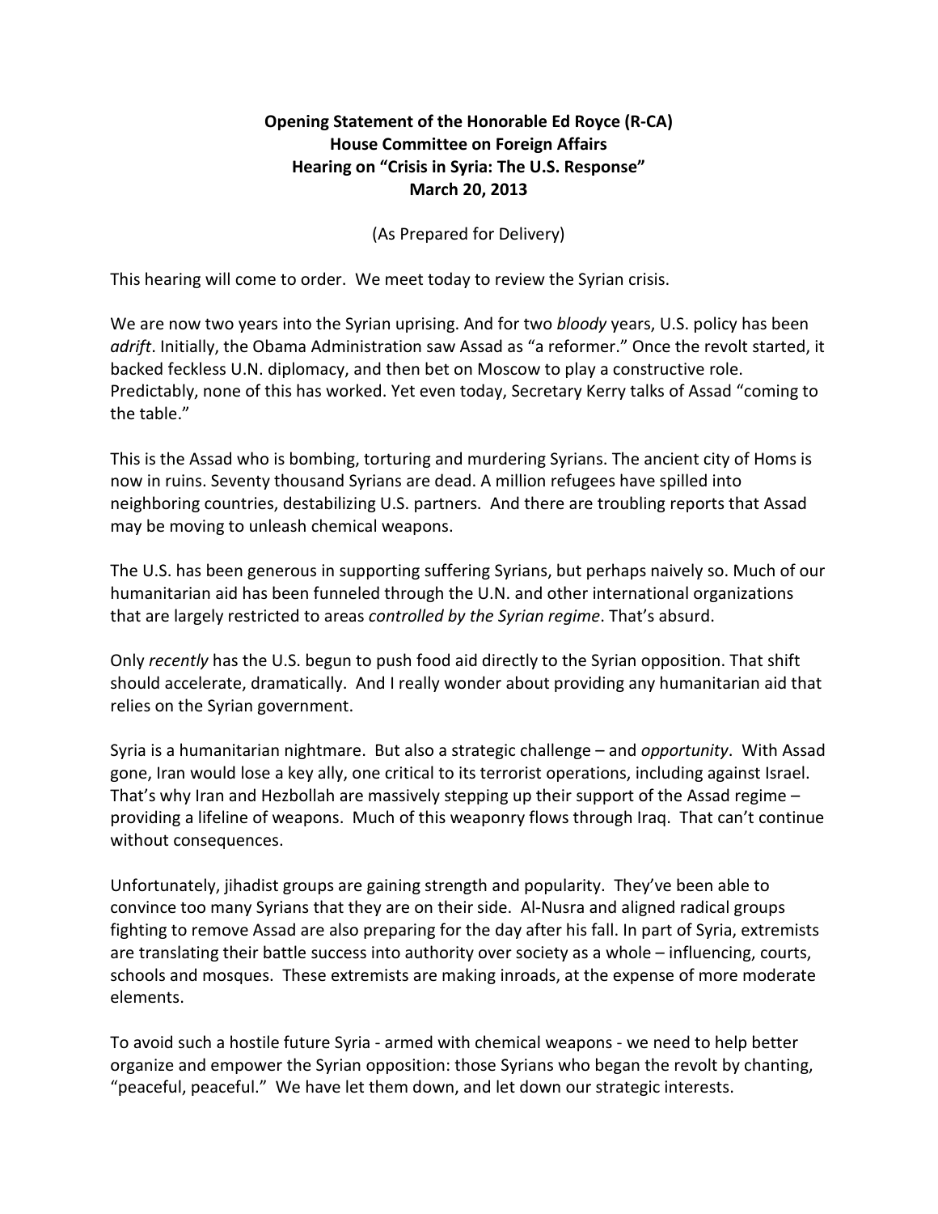**Opening Statement of the Honorable Ed Royce (R-CA)**
**House Committee on Foreign Affairs**
**Hearing on "Crisis in Syria: The U.S. Response"**
**March 20, 2013**

(As Prepared for Delivery)

This hearing will come to order. We meet today to review the Syrian crisis.

We are now two years into the Syrian uprising. And for two *bloody* years, U.S. policy has been *adrift*. Initially, the Obama Administration saw Assad as "a reformer." Once the revolt started, it backed feckless U.N. diplomacy, and then bet on Moscow to play a constructive role. Predictably, none of this has worked. Yet even today, Secretary Kerry talks of Assad "coming to the table."

This is the Assad who is bombing, torturing and murdering Syrians. The ancient city of Homs is now in ruins. Seventy thousand Syrians are dead. A million refugees have spilled into neighboring countries, destabilizing U.S. partners. And there are troubling reports that Assad may be moving to unleash chemical weapons.

The U.S. has been generous in supporting suffering Syrians, but perhaps naively so. Much of our humanitarian aid has been funneled through the U.N. and other international organizations that are largely restricted to areas *controlled by the Syrian regime*. That's absurd.

Only *recently* has the U.S. begun to push food aid directly to the Syrian opposition. That shift should accelerate, dramatically. And I really wonder about providing any humanitarian aid that relies on the Syrian government.

Syria is a humanitarian nightmare. But also a strategic challenge – and *opportunity*. With Assad gone, Iran would lose a key ally, one critical to its terrorist operations, including against Israel. That's why Iran and Hezbollah are massively stepping up their support of the Assad regime – providing a lifeline of weapons. Much of this weaponry flows through Iraq. That can't continue without consequences.

Unfortunately, jihadist groups are gaining strength and popularity. They've been able to convince too many Syrians that they are on their side. Al-Nusra and aligned radical groups fighting to remove Assad are also preparing for the day after his fall. In part of Syria, extremists are translating their battle success into authority over society as a whole – influencing, courts, schools and mosques. These extremists are making inroads, at the expense of more moderate elements.

To avoid such a hostile future Syria - armed with chemical weapons - we need to help better organize and empower the Syrian opposition: those Syrians who began the revolt by chanting, "peaceful, peaceful." We have let them down, and let down our strategic interests.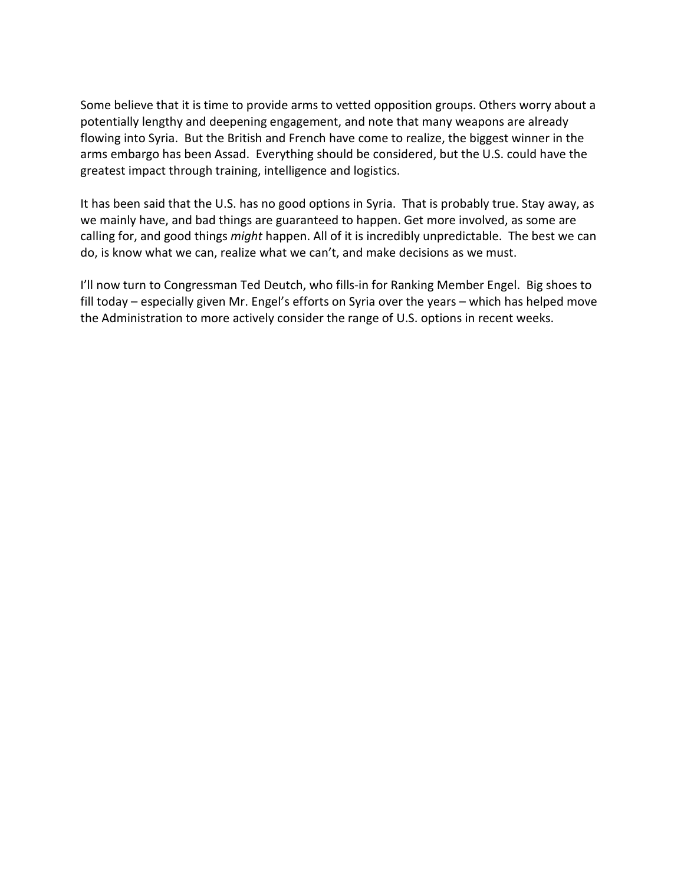Some believe that it is time to provide arms to vetted opposition groups. Others worry about a potentially lengthy and deepening engagement, and note that many weapons are already flowing into Syria. But the British and French have come to realize, the biggest winner in the arms embargo has been Assad. Everything should be considered, but the U.S. could have the greatest impact through training, intelligence and logistics.

It has been said that the U.S. has no good options in Syria. That is probably true. Stay away, as we mainly have, and bad things are guaranteed to happen. Get more involved, as some are calling for, and good things *might* happen. All of it is incredibly unpredictable. The best we can do, is know what we can, realize what we can't, and make decisions as we must.

I'll now turn to Congressman Ted Deutch, who fills-in for Ranking Member Engel. Big shoes to fill today – especially given Mr. Engel's efforts on Syria over the years – which has helped move the Administration to more actively consider the range of U.S. options in recent weeks.